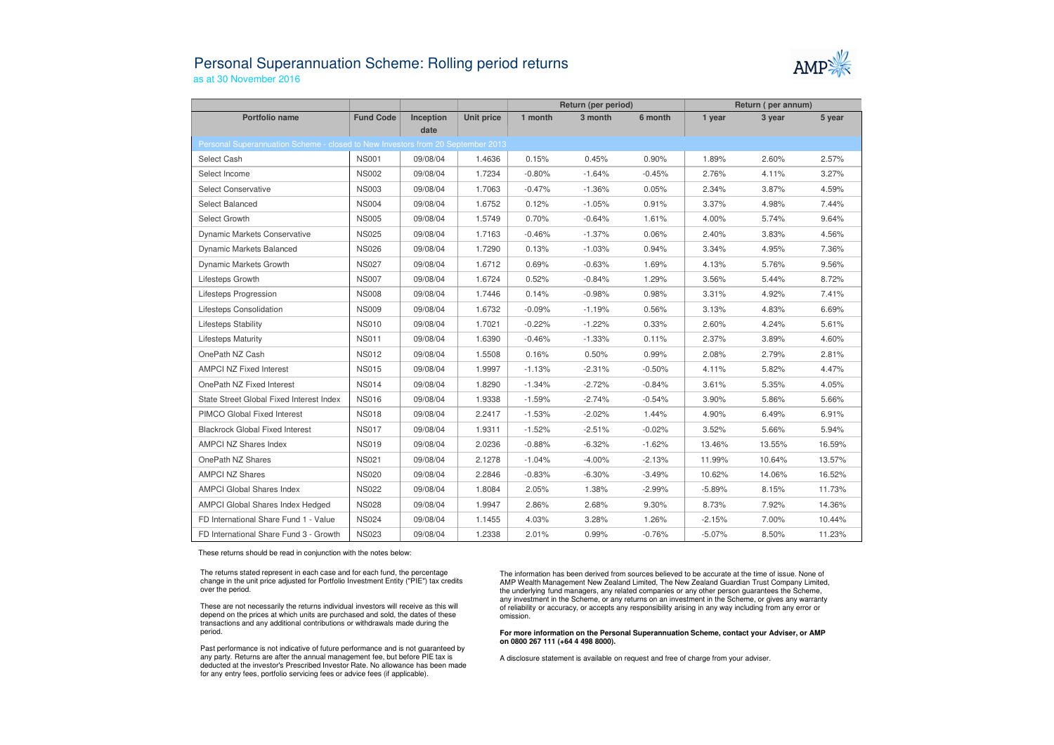# Personal Superannuation Scheme: Rolling period returns

as at 30 November 2016

| | | | | Return (per period) | | | Return ( per annum) | | |
|---|---|---|---|---|---|---|---|---|---|
| Portfolio name | Fund Code | Inception date | Unit price | 1 month | 3 month | 6 month | 1 year | 3 year | 5 year |
| Personal Superannuation Scheme - closed to New Investors from 20 September 2013 | | | | | | | | | |
| Select Cash | NS001 | 09/08/04 | 1.4636 | 0.15% | 0.45% | 0.90% | 1.89% | 2.60% | 2.57% |
| Select Income | NS002 | 09/08/04 | 1.7234 | -0.80% | -1.64% | -0.45% | 2.76% | 4.11% | 3.27% |
| Select Conservative | NS003 | 09/08/04 | 1.7063 | -0.47% | -1.36% | 0.05% | 2.34% | 3.87% | 4.59% |
| Select Balanced | NS004 | 09/08/04 | 1.6752 | 0.12% | -1.05% | 0.91% | 3.37% | 4.98% | 7.44% |
| Select Growth | NS005 | 09/08/04 | 1.5749 | 0.70% | -0.64% | 1.61% | 4.00% | 5.74% | 9.64% |
| Dynamic Markets Conservative | NS025 | 09/08/04 | 1.7163 | -0.46% | -1.37% | 0.06% | 2.40% | 3.83% | 4.56% |
| Dynamic Markets Balanced | NS026 | 09/08/04 | 1.7290 | 0.13% | -1.03% | 0.94% | 3.34% | 4.95% | 7.36% |
| Dynamic Markets Growth | NS027 | 09/08/04 | 1.6712 | 0.69% | -0.63% | 1.69% | 4.13% | 5.76% | 9.56% |
| Lifesteps Growth | NS007 | 09/08/04 | 1.6724 | 0.52% | -0.84% | 1.29% | 3.56% | 5.44% | 8.72% |
| Lifesteps Progression | NS008 | 09/08/04 | 1.7446 | 0.14% | -0.98% | 0.98% | 3.31% | 4.92% | 7.41% |
| Lifesteps Consolidation | NS009 | 09/08/04 | 1.6732 | -0.09% | -1.19% | 0.56% | 3.13% | 4.83% | 6.69% |
| Lifesteps Stability | NS010 | 09/08/04 | 1.7021 | -0.22% | -1.22% | 0.33% | 2.60% | 4.24% | 5.61% |
| Lifesteps Maturity | NS011 | 09/08/04 | 1.6390 | -0.46% | -1.33% | 0.11% | 2.37% | 3.89% | 4.60% |
| OnePath NZ Cash | NS012 | 09/08/04 | 1.5508 | 0.16% | 0.50% | 0.99% | 2.08% | 2.79% | 2.81% |
| AMPCI NZ Fixed Interest | NS015 | 09/08/04 | 1.9997 | -1.13% | -2.31% | -0.50% | 4.11% | 5.82% | 4.47% |
| OnePath NZ Fixed Interest | NS014 | 09/08/04 | 1.8290 | -1.34% | -2.72% | -0.84% | 3.61% | 5.35% | 4.05% |
| State Street Global Fixed Interest Index | NS016 | 09/08/04 | 1.9338 | -1.59% | -2.74% | -0.54% | 3.90% | 5.86% | 5.66% |
| PIMCO Global Fixed Interest | NS018 | 09/08/04 | 2.2417 | -1.53% | -2.02% | 1.44% | 4.90% | 6.49% | 6.91% |
| Blackrock Global Fixed Interest | NS017 | 09/08/04 | 1.9311 | -1.52% | -2.51% | -0.02% | 3.52% | 5.66% | 5.94% |
| AMPCI NZ Shares Index | NS019 | 09/08/04 | 2.0236 | -0.88% | -6.32% | -1.62% | 13.46% | 13.55% | 16.59% |
| OnePath NZ Shares | NS021 | 09/08/04 | 2.1278 | -1.04% | -4.00% | -2.13% | 11.99% | 10.64% | 13.57% |
| AMPCI NZ Shares | NS020 | 09/08/04 | 2.2846 | -0.83% | -6.30% | -3.49% | 10.62% | 14.06% | 16.52% |
| AMPCI Global Shares Index | NS022 | 09/08/04 | 1.8084 | 2.05% | 1.38% | -2.99% | -5.89% | 8.15% | 11.73% |
| AMPCI Global Shares Index Hedged | NS028 | 09/08/04 | 1.9947 | 2.86% | 2.68% | 9.30% | 8.73% | 7.92% | 14.36% |
| FD International Share Fund 1 - Value | NS024 | 09/08/04 | 1.1455 | 4.03% | 3.28% | 1.26% | -2.15% | 7.00% | 10.44% |
| FD International Share Fund 3 - Growth | NS023 | 09/08/04 | 1.2338 | 2.01% | 0.99% | -0.76% | -5.07% | 8.50% | 11.23% |

These returns should be read in conjunction with the notes below:

The returns stated represent in each case and for each fund, the percentage change in the unit price adjusted for Portfolio Investment Entity ("PIE") tax credits over the period.

These are not necessarily the returns individual investors will receive as this will depend on the prices at which units are purchased and sold, the dates of these transactions and any additional contributions or withdrawals made during the period.

Past performance is not indicative of future performance and is not guaranteed by any party. Returns are after the annual management fee, but before PIE tax is deducted at the investor's Prescribed Investor Rate. No allowance has been made for any entry fees, portfolio servicing fees or advice fees (if applicable).

The information has been derived from sources believed to be accurate at the time of issue. None of AMP Wealth Management New Zealand Limited, The New Zealand Guardian Trust Company Limited, the underlying fund managers, any related companies or any other person guarantees the Scheme, any investment in the Scheme, or any returns on an investment in the Scheme, or gives any warranty of reliability or accuracy, or accepts any responsibility arising in any way including from any error or omission.

**For more information on the Personal Superannuation Scheme, contact your Adviser, or AMP on 0800 267 111 (+64 4 498 8000).**

A disclosure statement is available on request and free of charge from your adviser.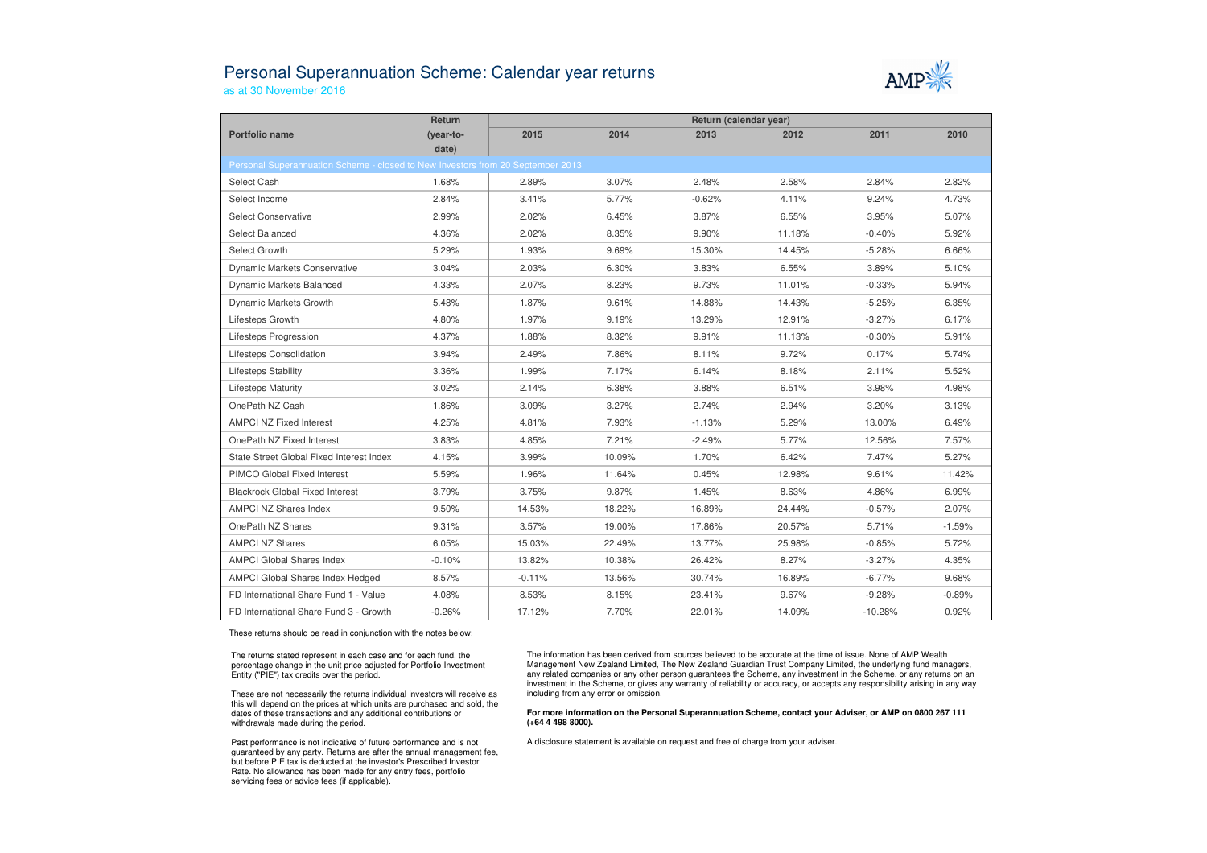# Personal Superannuation Scheme: Calendar year returns

as at 30 November 2016

| Portfolio name | Return (year-to-date) | Return (calendar year) 2015 | 2014 | 2013 | 2012 | 2011 | 2010 |
|---|---|---|---|---|---|---|---|
| Personal Superannuation Scheme - closed to New Investors from 20 September 2013 | | | | | | | |
| Select Cash | 1.68% | 2.89% | 3.07% | 2.48% | 2.58% | 2.84% | 2.82% |
| Select Income | 2.84% | 3.41% | 5.77% | -0.62% | 4.11% | 9.24% | 4.73% |
| Select Conservative | 2.99% | 2.02% | 6.45% | 3.87% | 6.55% | 3.95% | 5.07% |
| Select Balanced | 4.36% | 2.02% | 8.35% | 9.90% | 11.18% | -0.40% | 5.92% |
| Select Growth | 5.29% | 1.93% | 9.69% | 15.30% | 14.45% | -5.28% | 6.66% |
| Dynamic Markets Conservative | 3.04% | 2.03% | 6.30% | 3.83% | 6.55% | 3.89% | 5.10% |
| Dynamic Markets Balanced | 4.33% | 2.07% | 8.23% | 9.73% | 11.01% | -0.33% | 5.94% |
| Dynamic Markets Growth | 5.48% | 1.87% | 9.61% | 14.88% | 14.43% | -5.25% | 6.35% |
| Lifesteps Growth | 4.80% | 1.97% | 9.19% | 13.29% | 12.91% | -3.27% | 6.17% |
| Lifesteps Progression | 4.37% | 1.88% | 8.32% | 9.91% | 11.13% | -0.30% | 5.91% |
| Lifesteps Consolidation | 3.94% | 2.49% | 7.86% | 8.11% | 9.72% | 0.17% | 5.74% |
| Lifesteps Stability | 3.36% | 1.99% | 7.17% | 6.14% | 8.18% | 2.11% | 5.52% |
| Lifesteps Maturity | 3.02% | 2.14% | 6.38% | 3.88% | 6.51% | 3.98% | 4.98% |
| OnePath NZ Cash | 1.86% | 3.09% | 3.27% | 2.74% | 2.94% | 3.20% | 3.13% |
| AMPCI NZ Fixed Interest | 4.25% | 4.81% | 7.93% | -1.13% | 5.29% | 13.00% | 6.49% |
| OnePath NZ Fixed Interest | 3.83% | 4.85% | 7.21% | -2.49% | 5.77% | 12.56% | 7.57% |
| State Street Global Fixed Interest Index | 4.15% | 3.99% | 10.09% | 1.70% | 6.42% | 7.47% | 5.27% |
| PIMCO Global Fixed Interest | 5.59% | 1.96% | 11.64% | 0.45% | 12.98% | 9.61% | 11.42% |
| Blackrock Global Fixed Interest | 3.79% | 3.75% | 9.87% | 1.45% | 8.63% | 4.86% | 6.99% |
| AMPCI NZ Shares Index | 9.50% | 14.53% | 18.22% | 16.89% | 24.44% | -0.57% | 2.07% |
| OnePath NZ Shares | 9.31% | 3.57% | 19.00% | 17.86% | 20.57% | 5.71% | -1.59% |
| AMPCI NZ Shares | 6.05% | 15.03% | 22.49% | 13.77% | 25.98% | -0.85% | 5.72% |
| AMPCI Global Shares Index | -0.10% | 13.82% | 10.38% | 26.42% | 8.27% | -3.27% | 4.35% |
| AMPCI Global Shares Index Hedged | 8.57% | -0.11% | 13.56% | 30.74% | 16.89% | -6.77% | 9.68% |
| FD International Share Fund 1 - Value | 4.08% | 8.53% | 8.15% | 23.41% | 9.67% | -9.28% | -0.89% |
| FD International Share Fund 3 - Growth | -0.26% | 17.12% | 7.70% | 22.01% | 14.09% | -10.28% | 0.92% |

These returns should be read in conjunction with the notes below:

The returns stated represent in each case and for each fund, the percentage change in the unit price adjusted for Portfolio Investment Entity ("PIE") tax credits over the period.

These are not necessarily the returns individual investors will receive as this will depend on the prices at which units are purchased and sold, the dates of these transactions and any additional contributions or withdrawals made during the period.

Past performance is not indicative of future performance and is not guaranteed by any party. Returns are after the annual management fee, but before PIE tax is deducted at the investor's Prescribed Investor Rate. No allowance has been made for any entry fees, portfolio servicing fees or advice fees (if applicable).

The information has been derived from sources believed to be accurate at the time of issue. None of AMP Wealth Management New Zealand Limited, The New Zealand Guardian Trust Company Limited, the underlying fund managers, any related companies or any other person guarantees the Scheme, any investment in the Scheme, or any returns on an investment in the Scheme, or gives any warranty of reliability or accuracy, or accepts any responsibility arising in any way including from any error or omission.

**For more information on the Personal Superannuation Scheme, contact your Adviser, or AMP on 0800 267 111 (+64 4 498 8000).**

A disclosure statement is available on request and free of charge from your adviser.